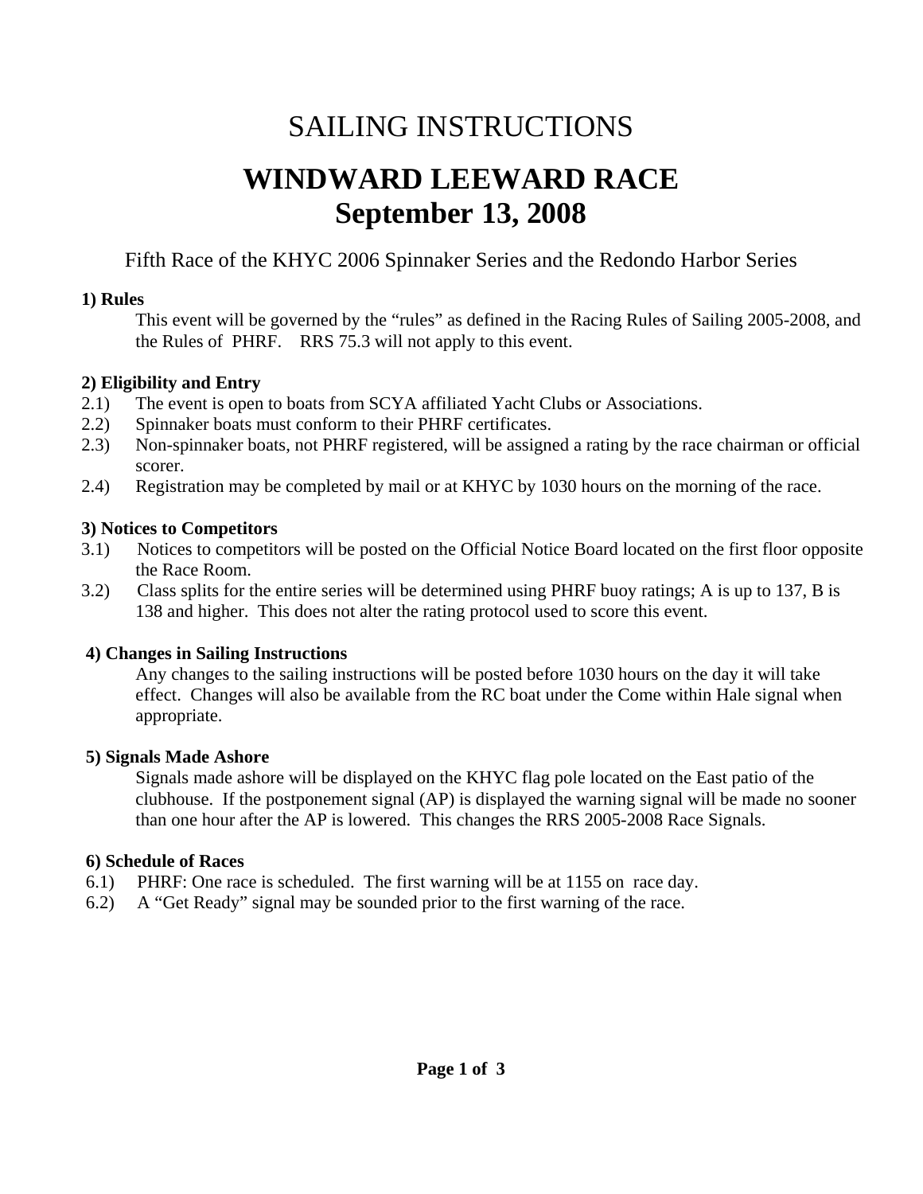# SAILING INSTRUCTIONS

# WINDWARD LEEWARD RACE
# September 13, 2008

Fifth Race of the KHYC 2006 Spinnaker Series and the Redondo Harbor Series

**1) Rules**

This event will be governed by the "rules" as defined in the Racing Rules of Sailing 2005-2008, and the Rules of PHRF. RRS 75.3 will not apply to this event.

**2) Eligibility and Entry**

2.1) The event is open to boats from SCYA affiliated Yacht Clubs or Associations.

2.2) Spinnaker boats must conform to their PHRF certificates.

2.3) Non-spinnaker boats, not PHRF registered, will be assigned a rating by the race chairman or official scorer.

2.4) Registration may be completed by mail or at KHYC by 1030 hours on the morning of the race.

**3) Notices to Competitors**

3.1) Notices to competitors will be posted on the Official Notice Board located on the first floor opposite the Race Room.

3.2) Class splits for the entire series will be determined using PHRF buoy ratings; A is up to 137, B is 138 and higher. This does not alter the rating protocol used to score this event.

**4) Changes in Sailing Instructions**

Any changes to the sailing instructions will be posted before 1030 hours on the day it will take effect. Changes will also be available from the RC boat under the Come within Hale signal when appropriate.

**5) Signals Made Ashore**

Signals made ashore will be displayed on the KHYC flag pole located on the East patio of the clubhouse. If the postponement signal (AP) is displayed the warning signal will be made no sooner than one hour after the AP is lowered. This changes the RRS 2005-2008 Race Signals.

**6) Schedule of Races**

6.1) PHRF: One race is scheduled. The first warning will be at 1155 on race day.

6.2) A "Get Ready" signal may be sounded prior to the first warning of the race.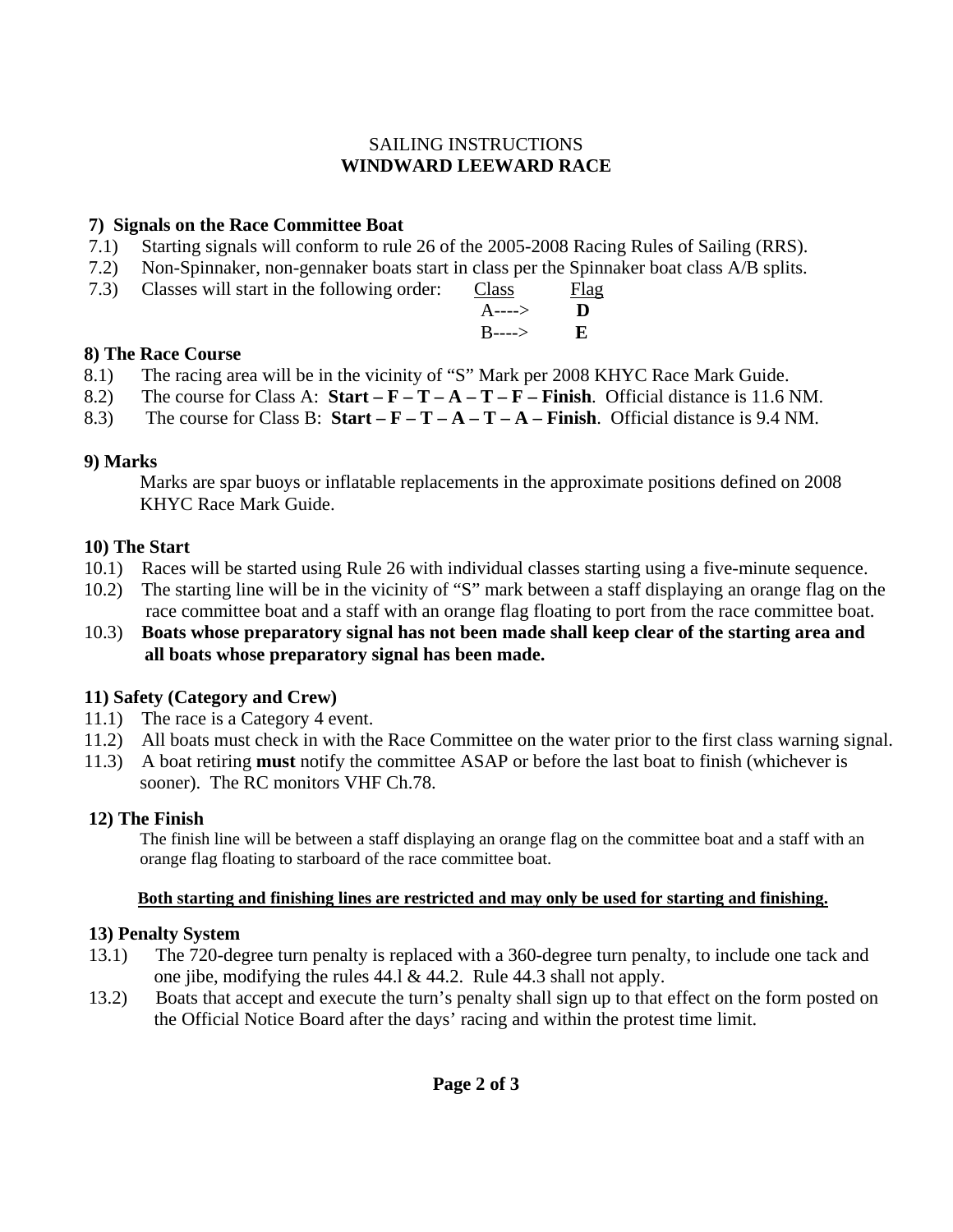# SAILING INSTRUCTIONS
## WINDWARD LEEWARD RACE

### 7) Signals on the Race Committee Boat

7.1) Starting signals will conform to rule 26 of the 2005-2008 Racing Rules of Sailing (RRS).

7.2) Non-Spinnaker, non-gennaker boats start in class per the Spinnaker boat class A/B splits.

7.3) Classes will start in the following order:

| Class | Flag |
|---|---|
| A----> | **D** |
| B----> | **E** |

### 8) The Race Course

8.1) The racing area will be in the vicinity of "S" Mark per 2008 KHYC Race Mark Guide.

8.2) The course for Class A: **Start – F – T – A – T – F – Finish**. Official distance is 11.6 NM.

8.3) The course for Class B: **Start – F – T – A – T – A – Finish**. Official distance is 9.4 NM.

### 9) Marks

Marks are spar buoys or inflatable replacements in the approximate positions defined on 2008 KHYC Race Mark Guide.

### 10) The Start

10.1) Races will be started using Rule 26 with individual classes starting using a five-minute sequence.

10.2) The starting line will be in the vicinity of "S" mark between a staff displaying an orange flag on the race committee boat and a staff with an orange flag floating to port from the race committee boat.

10.3) **Boats whose preparatory signal has not been made shall keep clear of the starting area and all boats whose preparatory signal has been made.**

### 11) Safety (Category and Crew)

11.1) The race is a Category 4 event.

11.2) All boats must check in with the Race Committee on the water prior to the first class warning signal.

11.3) A boat retiring **must** notify the committee ASAP or before the last boat to finish (whichever is sooner). The RC monitors VHF Ch.78.

### 12) The Finish

The finish line will be between a staff displaying an orange flag on the committee boat and a staff with an orange flag floating to starboard of the race committee boat.

**Both starting and finishing lines are restricted and may only be used for starting and finishing.**

### 13) Penalty System

13.1) The 720-degree turn penalty is replaced with a 360-degree turn penalty, to include one tack and one jibe, modifying the rules 44.l & 44.2. Rule 44.3 shall not apply.

13.2) Boats that accept and execute the turn's penalty shall sign up to that effect on the form posted on the Official Notice Board after the days' racing and within the protest time limit.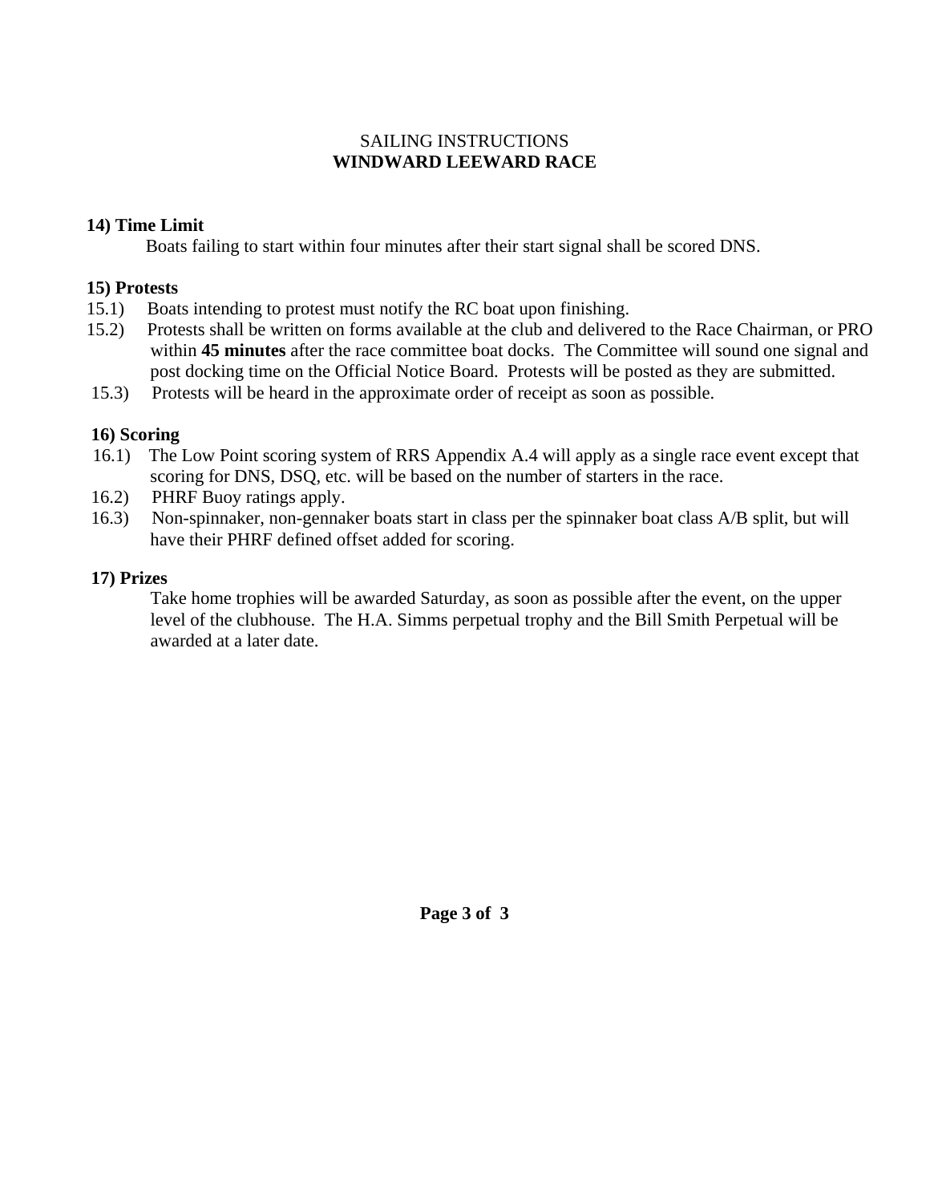SAILING INSTRUCTIONS

**WINDWARD LEEWARD RACE**

**14) Time Limit**

Boats failing to start within four minutes after their start signal shall be scored DNS.

**15) Protests**

15.1) Boats intending to protest must notify the RC boat upon finishing.

15.2) Protests shall be written on forms available at the club and delivered to the Race Chairman, or PRO within **45 minutes** after the race committee boat docks. The Committee will sound one signal and post docking time on the Official Notice Board. Protests will be posted as they are submitted.

15.3) Protests will be heard in the approximate order of receipt as soon as possible.

**16) Scoring**

16.1) The Low Point scoring system of RRS Appendix A.4 will apply as a single race event except that scoring for DNS, DSQ, etc. will be based on the number of starters in the race.

16.2) PHRF Buoy ratings apply.

16.3) Non-spinnaker, non-gennaker boats start in class per the spinnaker boat class A/B split, but will have their PHRF defined offset added for scoring.

**17) Prizes**

Take home trophies will be awarded Saturday, as soon as possible after the event, on the upper level of the clubhouse. The H.A. Simms perpetual trophy and the Bill Smith Perpetual will be awarded at a later date.